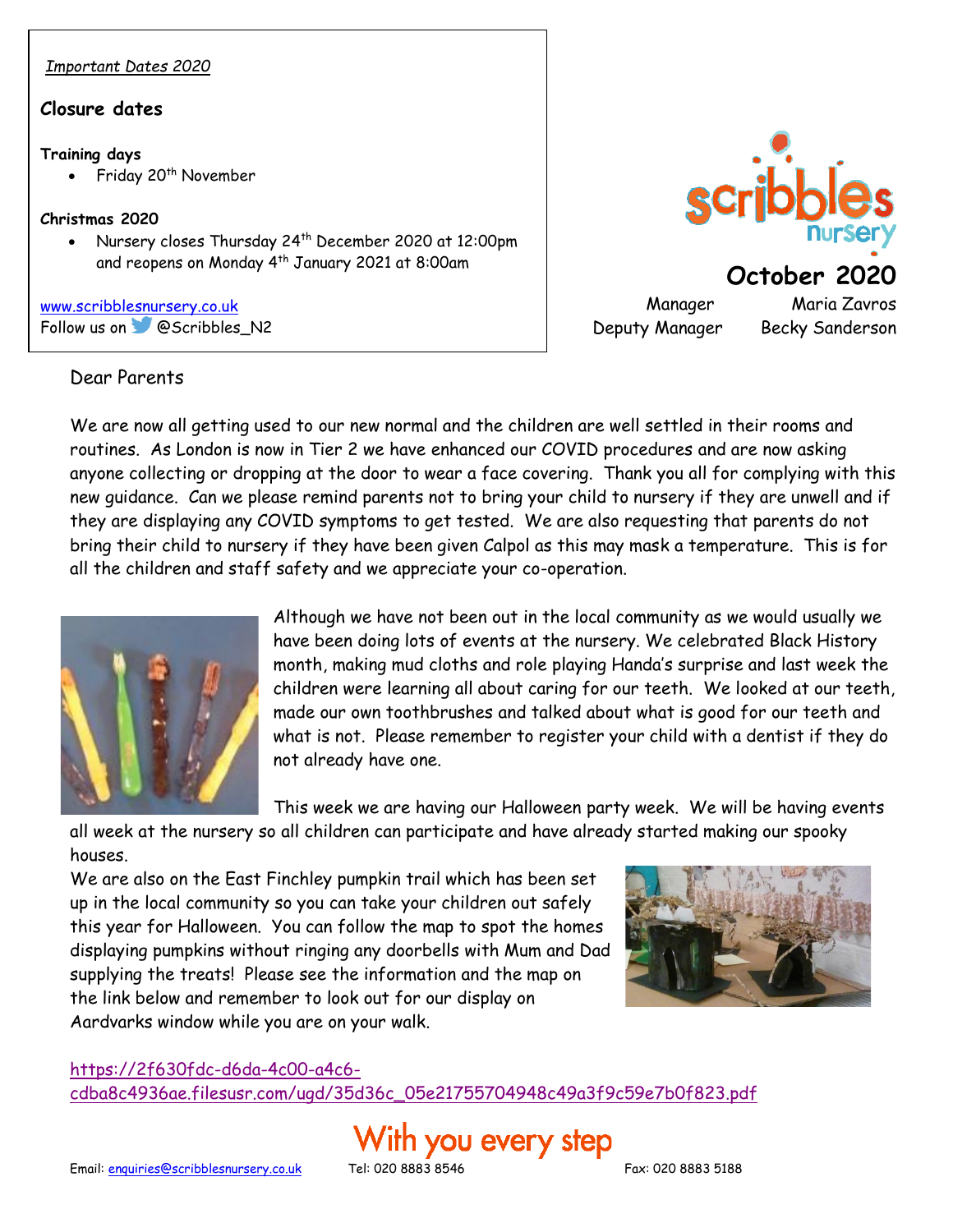*Important Dates 2020*

**Closure dates**

**Training days**

- Friday 20th November

**Christmas 2020**

- Nursery closes Thursday 24th December 2020 at 12:00pm and reopens on Monday 4th January 2021 at 8:00am

www.scribblesnursery.co.uk
Follow us on @Scribbles_N2

# October 2020

Manager Maria Zavros
Deputy Manager Becky Sanderson

Dear Parents

We are now all getting used to our new normal and the children are well settled in their rooms and routines. As London is now in Tier 2 we have enhanced our COVID procedures and are now asking anyone collecting or dropping at the door to wear a face covering. Thank you all for complying with this new guidance. Can we please remind parents not to bring your child to nursery if they are unwell and if they are displaying any COVID symptoms to get tested. We are also requesting that parents do not bring their child to nursery if they have been given Calpol as this may mask a temperature. This is for all the children and staff safety and we appreciate your co-operation.

Although we have not been out in the local community as we would usually we have been doing lots of events at the nursery. We celebrated Black History month, making mud cloths and role playing Handa's surprise and last week the children were learning all about caring for our teeth. We looked at our teeth, made our own toothbrushes and talked about what is good for our teeth and what is not. Please remember to register your child with a dentist if they do not already have one.

This week we are having our Halloween party week. We will be having events all week at the nursery so all children can participate and have already started making our spooky houses.

We are also on the East Finchley pumpkin trail which has been set up in the local community so you can take your children out safely this year for Halloween. You can follow the map to spot the homes displaying pumpkins without ringing any doorbells with Mum and Dad supplying the treats! Please see the information and the map on the link below and remember to look out for our display on Aardvarks window while you are on your walk.

https://2f630fdc-d6da-4c00-a4c6-cdba8c4936ae.filesusr.com/ugd/35d36c_05e21755704948c49a3f9c59e7b0f823.pdf

With you every step

Email: enquiries@scribblesnursery.co.uk Tel: 020 8883 8546 Fax: 020 8883 5188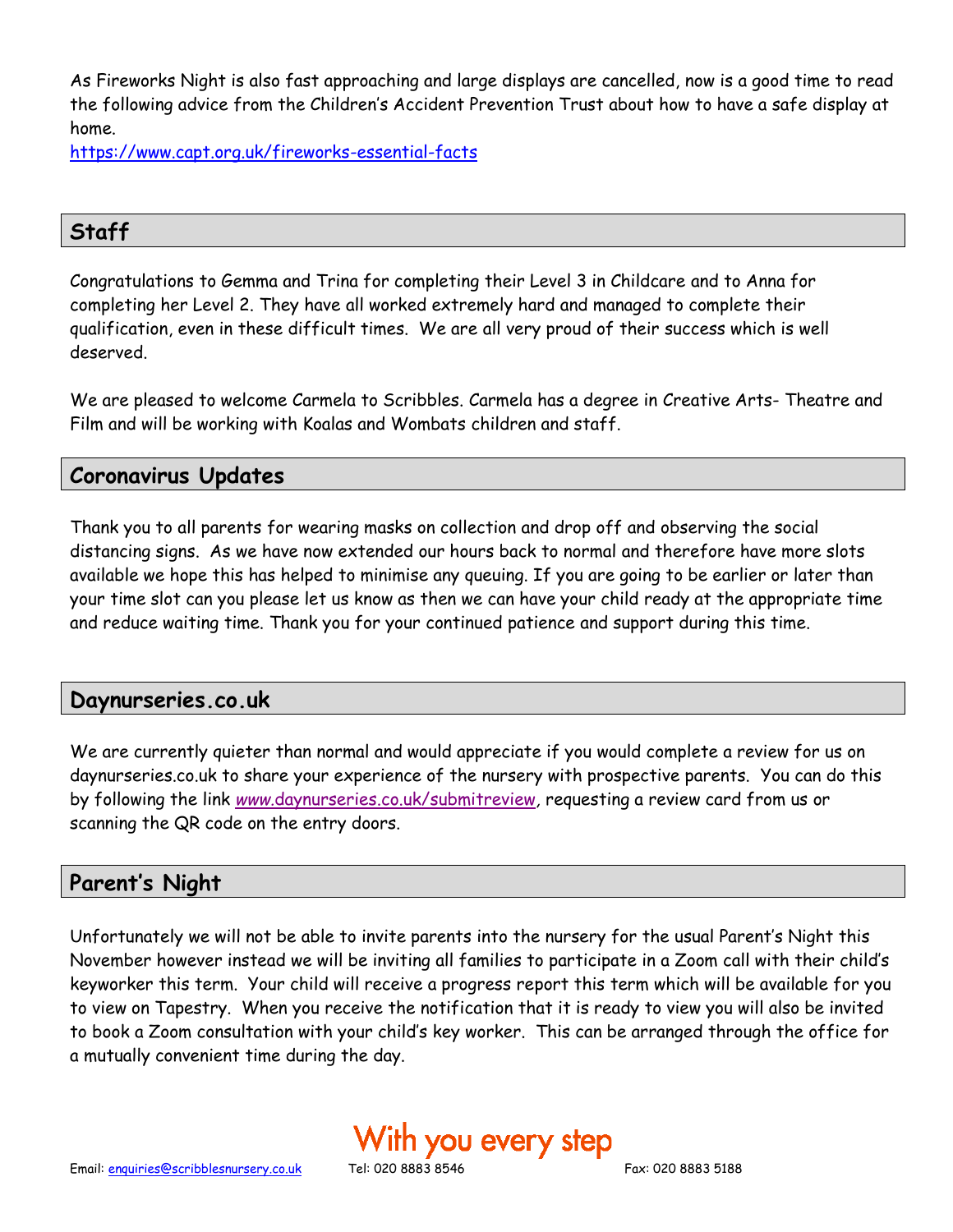As Fireworks Night is also fast approaching and large displays are cancelled, now is a good time to read the following advice from the Children's Accident Prevention Trust about how to have a safe display at home.

https://www.capt.org.uk/fireworks-essential-facts

## Staff

Congratulations to Gemma and Trina for completing their Level 3 in Childcare and to Anna for completing her Level 2. They have all worked extremely hard and managed to complete their qualification, even in these difficult times. We are all very proud of their success which is well deserved.

We are pleased to welcome Carmela to Scribbles. Carmela has a degree in Creative Arts- Theatre and Film and will be working with Koalas and Wombats children and staff.

## Coronavirus Updates

Thank you to all parents for wearing masks on collection and drop off and observing the social distancing signs. As we have now extended our hours back to normal and therefore have more slots available we hope this has helped to minimise any queuing. If you are going to be earlier or later than your time slot can you please let us know as then we can have your child ready at the appropriate time and reduce waiting time. Thank you for your continued patience and support during this time.

## Daynurseries.co.uk

We are currently quieter than normal and would appreciate if you would complete a review for us on daynurseries.co.uk to share your experience of the nursery with prospective parents. You can do this by following the link www.daynurseries.co.uk/submitreview, requesting a review card from us or scanning the QR code on the entry doors.

## Parent's Night

Unfortunately we will not be able to invite parents into the nursery for the usual Parent's Night this November however instead we will be inviting all families to participate in a Zoom call with their child's keyworker this term. Your child will receive a progress report this term which will be available for you to view on Tapestry. When you receive the notification that it is ready to view you will also be invited to book a Zoom consultation with your child's key worker. This can be arranged through the office for a mutually convenient time during the day.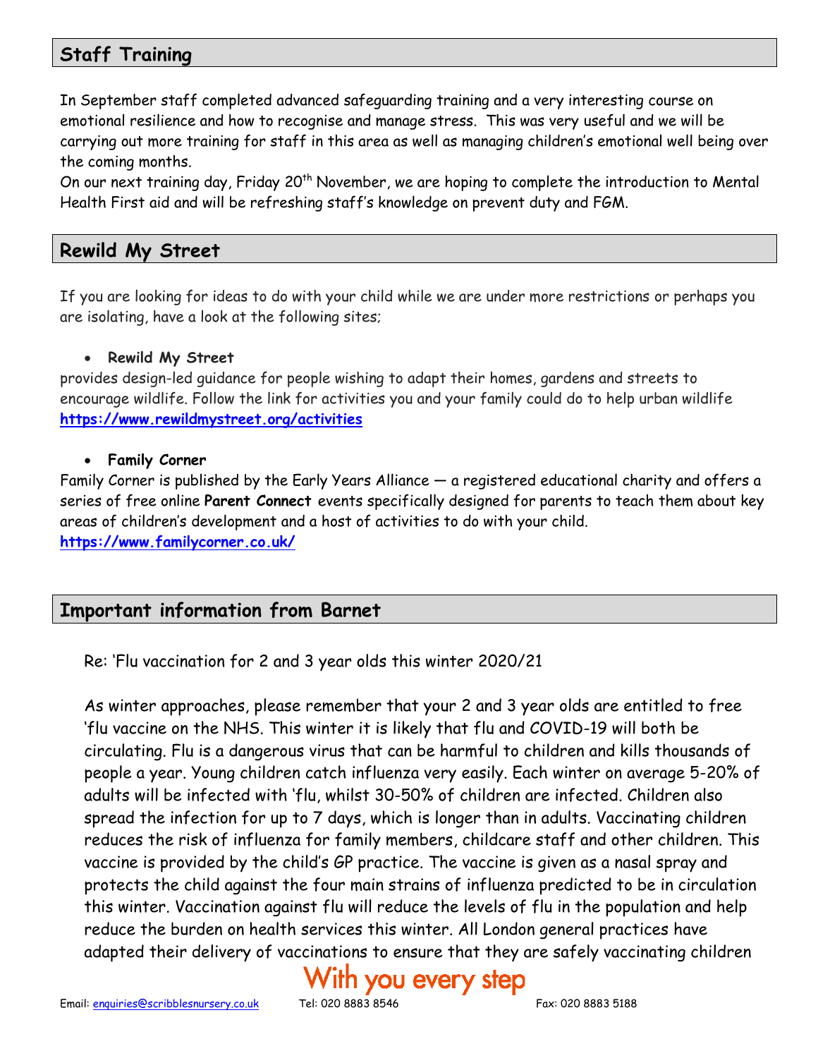## Staff Training

In September staff completed advanced safeguarding training and a very interesting course on emotional resilience and how to recognise and manage stress. This was very useful and we will be carrying out more training for staff in this area as well as managing children's emotional well being over the coming months.
On our next training day, Friday 20th November, we are hoping to complete the introduction to Mental Health First aid and will be refreshing staff's knowledge on prevent duty and FGM.

## Rewild My Street

If you are looking for ideas to do with your child while we are under more restrictions or perhaps you are isolating, have a look at the following sites;

- **Rewild My Street**

provides design-led guidance for people wishing to adapt their homes, gardens and streets to encourage wildlife. Follow the link for activities you and your family could do to help urban wildlife
**https://www.rewildmystreet.org/activities**

- **Family Corner**

Family Corner is published by the Early Years Alliance — a registered educational charity and offers a series of free online **Parent Connect** events specifically designed for parents to teach them about key areas of children's development and a host of activities to do with your child.
**https://www.familycorner.co.uk/**

## Important information from Barnet

Re: 'Flu vaccination for 2 and 3 year olds this winter 2020/21

As winter approaches, please remember that your 2 and 3 year olds are entitled to free 'flu vaccine on the NHS. This winter it is likely that flu and COVID-19 will both be circulating. Flu is a dangerous virus that can be harmful to children and kills thousands of people a year. Young children catch influenza very easily. Each winter on average 5-20% of adults will be infected with 'flu, whilst 30-50% of children are infected. Children also spread the infection for up to 7 days, which is longer than in adults. Vaccinating children reduces the risk of influenza for family members, childcare staff and other children. This vaccine is provided by the child's GP practice. The vaccine is given as a nasal spray and protects the child against the four main strains of influenza predicted to be in circulation this winter. Vaccination against flu will reduce the levels of flu in the population and help reduce the burden on health services this winter. All London general practices have adapted their delivery of vaccinations to ensure that they are safely vaccinating children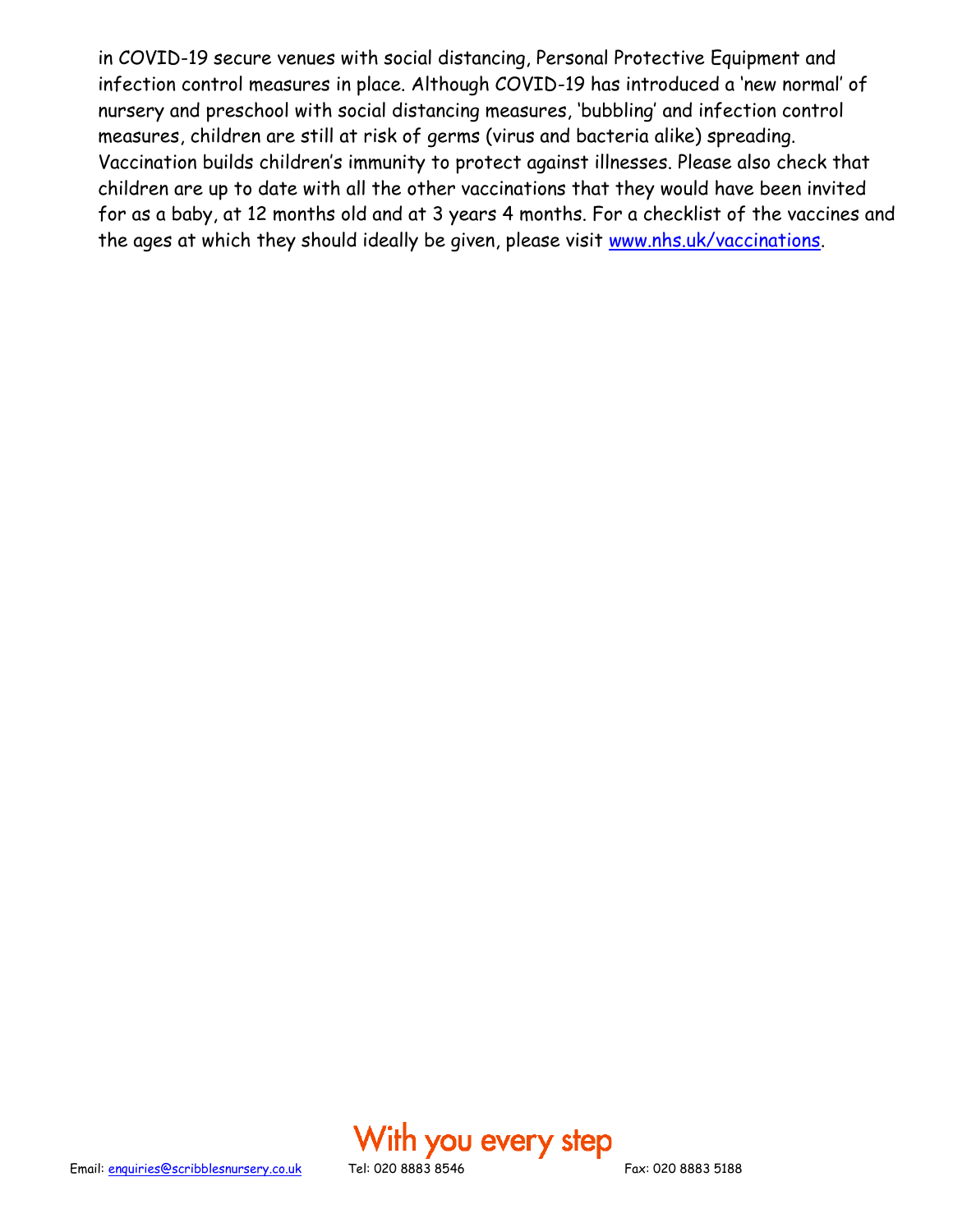in COVID-19 secure venues with social distancing, Personal Protective Equipment and infection control measures in place. Although COVID-19 has introduced a 'new normal' of nursery and preschool with social distancing measures, 'bubbling' and infection control measures, children are still at risk of germs (virus and bacteria alike) spreading. Vaccination builds children's immunity to protect against illnesses. Please also check that children are up to date with all the other vaccinations that they would have been invited for as a baby, at 12 months old and at 3 years 4 months. For a checklist of the vaccines and the ages at which they should ideally be given, please visit [www.nhs.uk/vaccinations](http://www.nhs.uk/vaccinations).